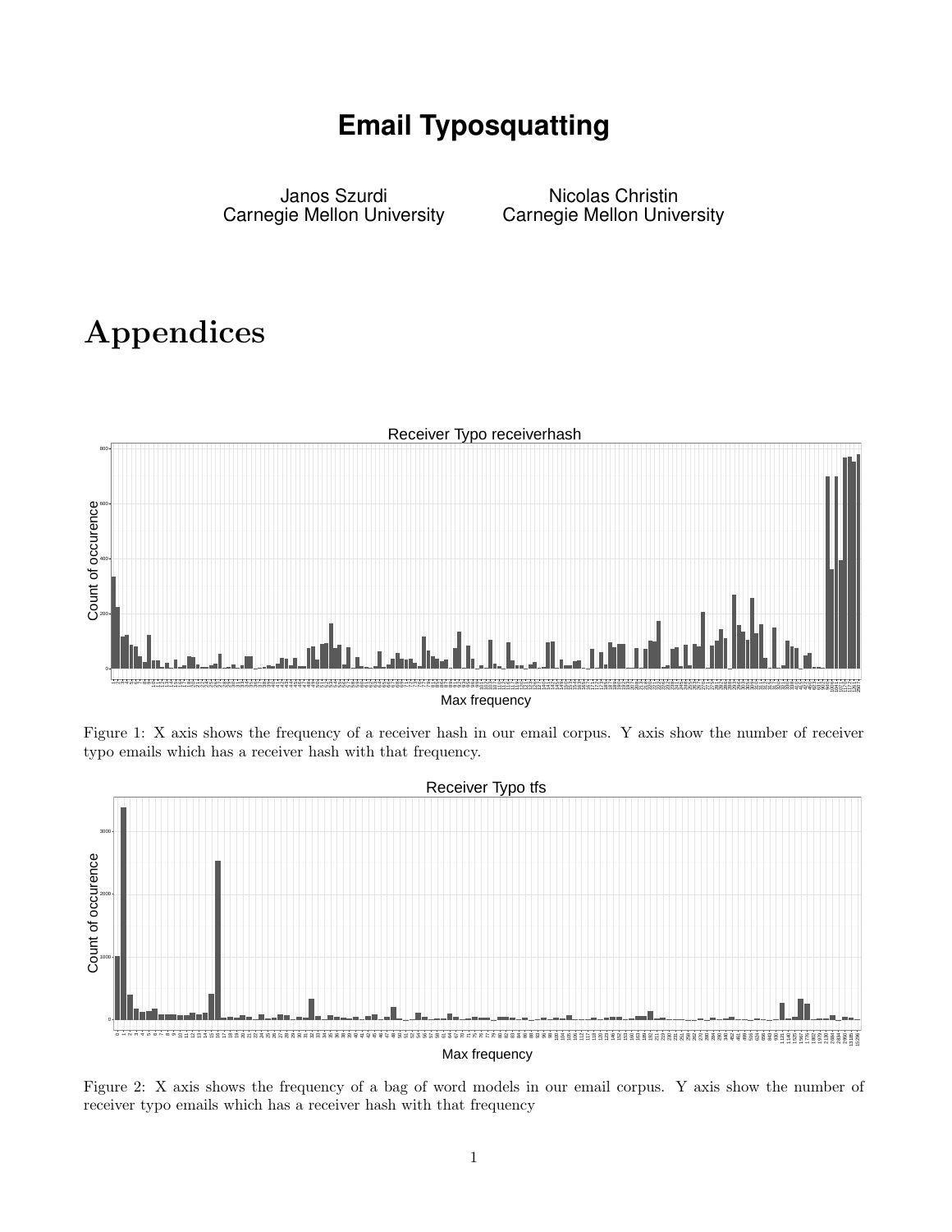# Email Typosquatting

Janos Szurdi
Carnegie Mellon University

Nicolas Christin
Carnegie Mellon University

# Appendices

Figure 1: X axis shows the frequency of a receiver hash in our email corpus. Y axis show the number of receiver typo emails which has a receiver hash with that frequency.

Figure 2: X axis shows the frequency of a bag of word models in our email corpus. Y axis show the number of receiver typo emails which has a receiver hash with that frequency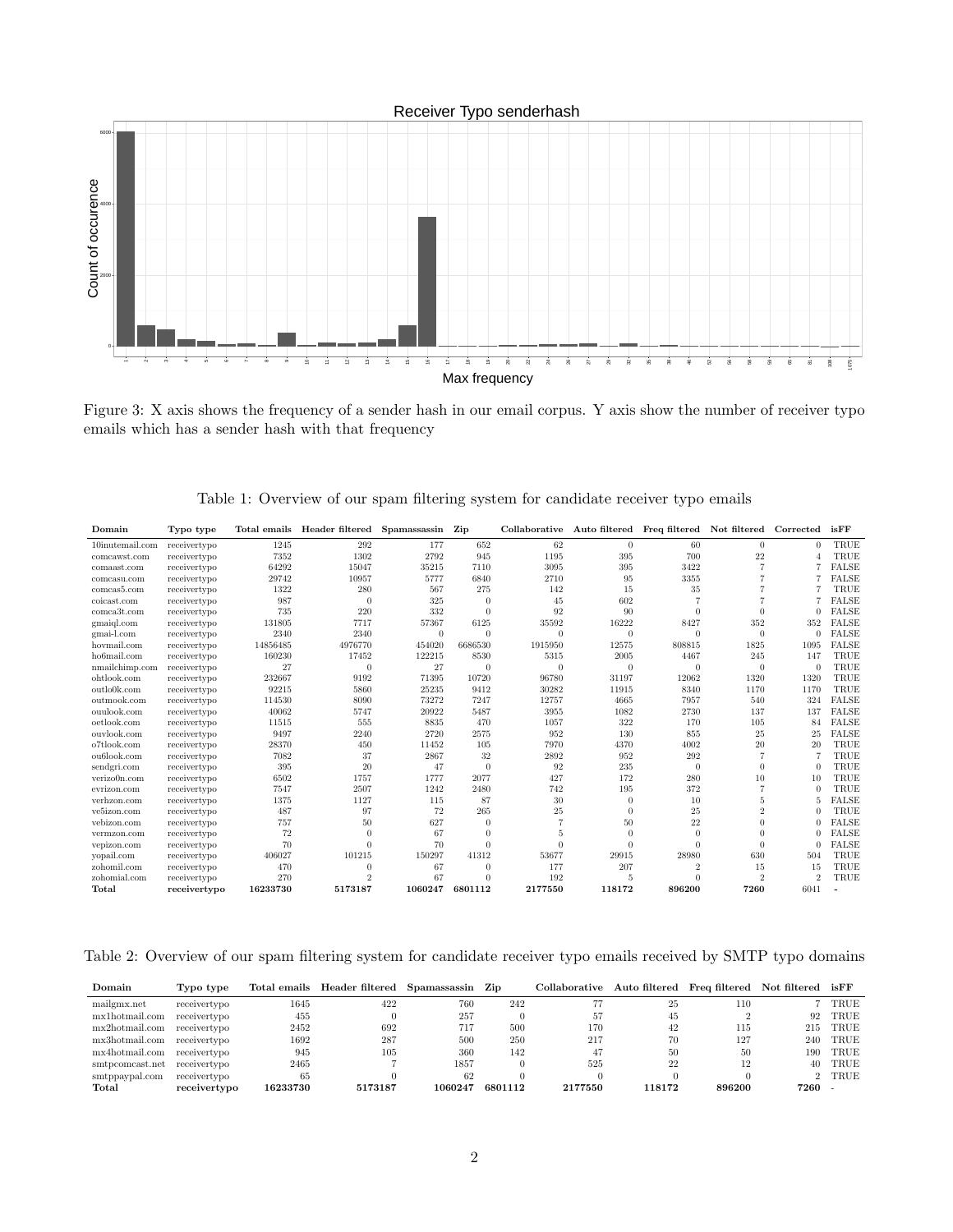Figure 3: X axis shows the frequency of a sender hash in our email corpus. Y axis show the number of receiver typo emails which has a sender hash with that frequency

Table 1: Overview of our spam filtering system for candidate receiver typo emails

| Domain | Typo type | Total emails | Header filtered | Spamassassin | Zip | Collaborative | Auto filtered | Freq filtered | Not filtered | Corrected | isFF |
|---|---|---|---|---|---|---|---|---|---|---|---|
| 10inutemail.com | receivertypo | 1245 | 292 | 177 | 652 | 62 | 0 | 60 | 0 | 0 | TRUE |
| comcawst.com | receivertypo | 7352 | 1302 | 2792 | 945 | 1195 | 395 | 700 | 22 | 4 | TRUE |
| comaast.com | receivertypo | 64292 | 15047 | 35215 | 7110 | 3095 | 395 | 3422 | 7 | 7 | FALSE |
| comcasu.com | receivertypo | 29742 | 10957 | 5777 | 6840 | 2710 | 95 | 3355 | 7 | 7 | FALSE |
| comcas5.com | receivertypo | 1322 | 280 | 567 | 275 | 142 | 15 | 35 | 7 | 7 | TRUE |
| coicast.com | receivertypo | 987 | 0 | 325 | 0 | 45 | 602 | 7 | 7 | 7 | FALSE |
| comca3t.com | receivertypo | 735 | 220 | 332 | 0 | 92 | 90 | 0 | 0 | 0 | FALSE |
| gmaiql.com | receivertypo | 131805 | 7717 | 57367 | 6125 | 35592 | 16222 | 8427 | 352 | 352 | FALSE |
| gmai-l.com | receivertypo | 2340 | 2340 | 0 | 0 | 0 | 0 | 0 | 0 | 0 | FALSE |
| hovmail.com | receivertypo | 14856485 | 4976770 | 454020 | 6686530 | 1915950 | 12575 | 808815 | 1825 | 1095 | FALSE |
| ho6mail.com | receivertypo | 160230 | 17452 | 122215 | 8530 | 5315 | 2005 | 4467 | 245 | 147 | TRUE |
| nmailchimp.com | receivertypo | 27 | 0 | 27 | 0 | 0 | 0 | 0 | 0 | 0 | TRUE |
| ohtlook.com | receivertypo | 232667 | 9192 | 71395 | 10720 | 96780 | 31197 | 12062 | 1320 | 1320 | TRUE |
| outlo0k.com | receivertypo | 92215 | 5860 | 25235 | 9412 | 30282 | 11915 | 8340 | 1170 | 1170 | TRUE |
| outmook.com | receivertypo | 114530 | 8090 | 73272 | 7247 | 12757 | 4665 | 7957 | 540 | 324 | FALSE |
| ouulook.com | receivertypo | 40062 | 5747 | 20922 | 5487 | 3955 | 1082 | 2730 | 137 | 137 | FALSE |
| oetlook.com | receivertypo | 11515 | 555 | 8835 | 470 | 1057 | 322 | 170 | 105 | 84 | FALSE |
| ouvlook.com | receivertypo | 9497 | 2240 | 2720 | 2575 | 952 | 130 | 855 | 25 | 25 | FALSE |
| o7tlook.com | receivertypo | 28370 | 450 | 11452 | 105 | 7970 | 4370 | 4002 | 20 | 20 | TRUE |
| ou6look.com | receivertypo | 7082 | 37 | 2867 | 32 | 2892 | 952 | 292 | 7 | 7 | TRUE |
| sendgri.com | receivertypo | 395 | 20 | 47 | 0 | 92 | 235 | 0 | 0 | 0 | TRUE |
| verizo0n.com | receivertypo | 6502 | 1757 | 1777 | 2077 | 427 | 172 | 280 | 10 | 10 | TRUE |
| evrizon.com | receivertypo | 7547 | 2507 | 1242 | 2480 | 742 | 195 | 372 | 7 | 0 | TRUE |
| verhzon.com | receivertypo | 1375 | 1127 | 115 | 87 | 30 | 0 | 10 | 5 | 5 | FALSE |
| ve5izon.com | receivertypo | 487 | 97 | 72 | 265 | 25 | 0 | 25 | 2 | 0 | TRUE |
| vebizon.com | receivertypo | 757 | 50 | 627 | 0 | 7 | 50 | 22 | 0 | 0 | FALSE |
| vermzon.com | receivertypo | 72 | 0 | 67 | 0 | 5 | 0 | 0 | 0 | 0 | FALSE |
| vepizon.com | receivertypo | 70 | 0 | 70 | 0 | 0 | 0 | 0 | 0 | 0 | FALSE |
| yopail.com | receivertypo | 406027 | 101215 | 150297 | 41312 | 53677 | 29915 | 28980 | 630 | 504 | TRUE |
| zohomil.com | receivertypo | 470 | 0 | 67 | 0 | 177 | 207 | 2 | 15 | 15 | TRUE |
| zohomial.com | receivertypo | 270 | 2 | 67 | 0 | 192 | 5 | 0 | 2 | 2 | TRUE |
| **Total** | **receivertypo** | **16233730** | **5173187** | **1060247** | **6801112** | **2177550** | **118172** | **896200** | **7260** | 6041 | - |

Table 2: Overview of our spam filtering system for candidate receiver typo emails received by SMTP typo domains

| Domain | Typo type | Total emails | Header filtered | Spamassassin | Zip | Collaborative | Auto filtered | Freq filtered | Not filtered | isFF |
|---|---|---|---|---|---|---|---|---|---|---|
| mailgmx.net | receivertypo | 1645 | 422 | 760 | 242 | 77 | 25 | 110 | 7 | TRUE |
| mx1hotmail.com | receivertypo | 455 | 0 | 257 | 0 | 57 | 45 | 2 | 92 | TRUE |
| mx2hotmail.com | receivertypo | 2452 | 692 | 717 | 500 | 170 | 42 | 115 | 215 | TRUE |
| mx3hotmail.com | receivertypo | 1692 | 287 | 500 | 250 | 217 | 70 | 127 | 240 | TRUE |
| mx4hotmail.com | receivertypo | 945 | 105 | 360 | 142 | 47 | 50 | 50 | 190 | TRUE |
| smtpcomcast.net | receivertypo | 2465 | 7 | 1857 | 0 | 525 | 22 | 12 | 40 | TRUE |
| smtppaypal.com | receivertypo | 65 | 0 | 62 | 0 | 0 | 0 | 0 | 2 | TRUE |
| **Total** | **receivertypo** | **16233730** | **5173187** | **1060247** | **6801112** | **2177550** | **118172** | **896200** | **7260** | - |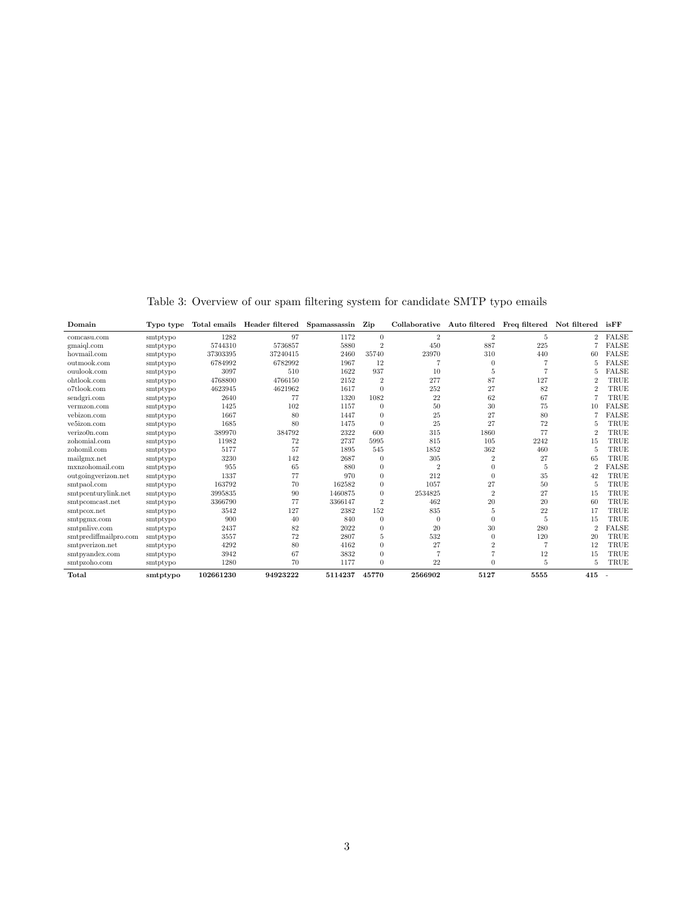Table 3: Overview of our spam filtering system for candidate SMTP typo emails

| Domain | Typo type | Total emails | Header filtered | Spamassassin | Zip | Collaborative | Auto filtered | Freq filtered | Not filtered | isFF |
|---|---|---|---|---|---|---|---|---|---|---|
| comcasu.com | smtptypo | 1282 | 97 | 1172 | 0 | 2 | 2 | 5 | 2 | FALSE |
| gmaiql.com | smtptypo | 5744310 | 5736857 | 5880 | 2 | 450 | 887 | 225 | 7 | FALSE |
| hovmail.com | smtptypo | 37303395 | 37240415 | 2460 | 35740 | 23970 | 310 | 440 | 60 | FALSE |
| outmook.com | smtptypo | 6784992 | 6782992 | 1967 | 12 | 7 | 0 | 7 | 5 | FALSE |
| ouulook.com | smtptypo | 3097 | 510 | 1622 | 937 | 10 | 5 | 7 | 5 | FALSE |
| ohtlook.com | smtptypo | 4768800 | 4766150 | 2152 | 2 | 277 | 87 | 127 | 2 | TRUE |
| o7tlook.com | smtptypo | 4623945 | 4621962 | 1617 | 0 | 252 | 27 | 82 | 2 | TRUE |
| sendgri.com | smtptypo | 2640 | 77 | 1320 | 1082 | 22 | 62 | 67 | 7 | TRUE |
| vermzon.com | smtptypo | 1425 | 102 | 1157 | 0 | 50 | 30 | 75 | 10 | FALSE |
| vebizon.com | smtptypo | 1667 | 80 | 1447 | 0 | 25 | 27 | 80 | 7 | FALSE |
| ve5izon.com | smtptypo | 1685 | 80 | 1475 | 0 | 25 | 27 | 72 | 5 | TRUE |
| verizo0n.com | smtptypo | 389970 | 384792 | 2322 | 600 | 315 | 1860 | 77 | 2 | TRUE |
| zohomial.com | smtptypo | 11982 | 72 | 2737 | 5995 | 815 | 105 | 2242 | 15 | TRUE |
| zohomil.com | smtptypo | 5177 | 57 | 1895 | 545 | 1852 | 362 | 460 | 5 | TRUE |
| mailgmx.net | smtptypo | 3230 | 142 | 2687 | 0 | 305 | 2 | 27 | 65 | TRUE |
| mxnzohomail.com | smtptypo | 955 | 65 | 880 | 0 | 2 | 0 | 5 | 2 | FALSE |
| outgoingverizon.net | smtptypo | 1337 | 77 | 970 | 0 | 212 | 0 | 35 | 42 | TRUE |
| smtpaol.com | smtptypo | 163792 | 70 | 162582 | 0 | 1057 | 27 | 50 | 5 | TRUE |
| smtpcenturylink.net | smtptypo | 3995835 | 90 | 1460875 | 0 | 2534825 | 2 | 27 | 15 | TRUE |
| smtpcomcast.net | smtptypo | 3366790 | 77 | 3366147 | 2 | 462 | 20 | 20 | 60 | TRUE |
| smtpcox.net | smtptypo | 3542 | 127 | 2382 | 152 | 835 | 5 | 22 | 17 | TRUE |
| smtpgmx.com | smtptypo | 900 | 40 | 840 | 0 | 0 | 0 | 5 | 15 | TRUE |
| smtpnlive.com | smtptypo | 2437 | 82 | 2022 | 0 | 20 | 30 | 280 | 2 | FALSE |
| smtprediffmailpro.com | smtptypo | 3557 | 72 | 2807 | 5 | 532 | 0 | 120 | 20 | TRUE |
| smtpverizon.net | smtptypo | 4292 | 80 | 4162 | 0 | 27 | 2 | 7 | 12 | TRUE |
| smtpyandex.com | smtptypo | 3942 | 67 | 3832 | 0 | 7 | 7 | 12 | 15 | TRUE |
| smtpzoho.com | smtptypo | 1280 | 70 | 1177 | 0 | 22 | 0 | 5 | 5 | TRUE |
| **Total** | **smtptypo** | **102661230** | **94923222** | **5114237** | **45770** | **2566902** | **5127** | **5555** | **415** | - |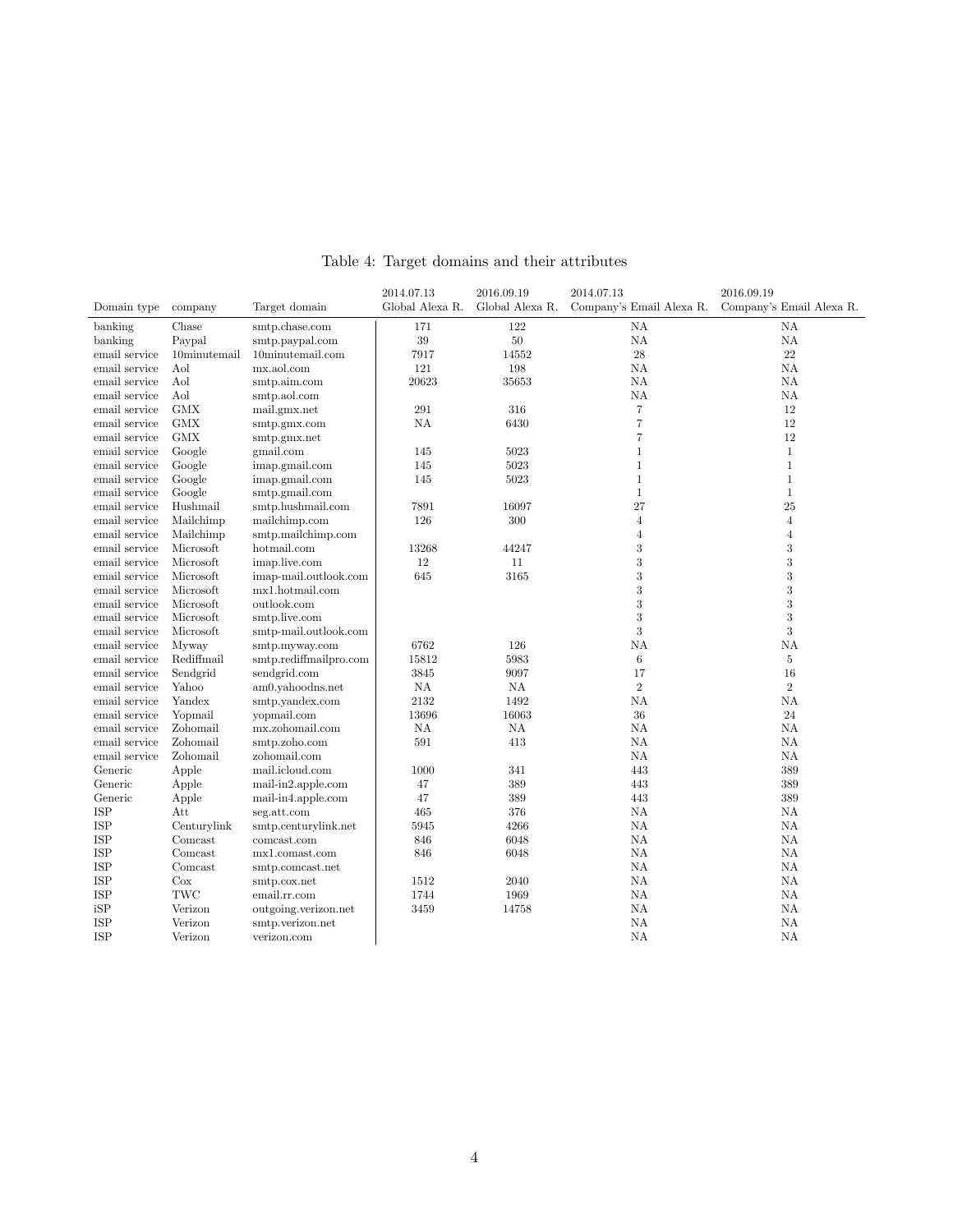Table 4: Target domains and their attributes

| Domain type | company | Target domain | 2014.07.13 Global Alexa R. | 2016.09.19 Global Alexa R. | 2014.07.13 Company's Email Alexa R. | 2016.09.19 Company's Email Alexa R. |
|---|---|---|---|---|---|---|
| banking | Chase | smtp.chase.com | 171 | 122 | NA | NA |
| banking | Paypal | smtp.paypal.com | 39 | 50 | NA | NA |
| email service | 10minutemail | 10minutemail.com | 7917 | 14552 | 28 | 22 |
| email service | Aol | mx.aol.com | 121 | 198 | NA | NA |
| email service | Aol | smtp.aim.com | 20623 | 35653 | NA | NA |
| email service | Aol | smtp.aol.com | | | NA | NA |
| email service | GMX | mail.gmx.net | 291 | 316 | 7 | 12 |
| email service | GMX | smtp.gmx.com | NA | 6430 | 7 | 12 |
| email service | GMX | smtp.gmx.net | | | 7 | 12 |
| email service | Google | gmail.com | 145 | 5023 | 1 | 1 |
| email service | Google | imap.gmail.com | 145 | 5023 | 1 | 1 |
| email service | Google | imap.gmail.com | 145 | 5023 | 1 | 1 |
| email service | Google | smtp.gmail.com | | | 1 | 1 |
| email service | Hushmail | smtp.hushmail.com | 7891 | 16097 | 27 | 25 |
| email service | Mailchimp | mailchimp.com | 126 | 300 | 4 | 4 |
| email service | Mailchimp | smtp.mailchimp.com | | | 4 | 4 |
| email service | Microsoft | hotmail.com | 13268 | 44247 | 3 | 3 |
| email service | Microsoft | imap.live.com | 12 | 11 | 3 | 3 |
| email service | Microsoft | imap-mail.outlook.com | 645 | 3165 | 3 | 3 |
| email service | Microsoft | mx1.hotmail.com | | | 3 | 3 |
| email service | Microsoft | outlook.com | | | 3 | 3 |
| email service | Microsoft | smtp.live.com | | | 3 | 3 |
| email service | Microsoft | smtp-mail.outlook.com | | | 3 | 3 |
| email service | Myway | smtp.myway.com | 6762 | 126 | NA | NA |
| email service | Rediffmail | smtp.rediffmailpro.com | 15812 | 5983 | 6 | 5 |
| email service | Sendgrid | sendgrid.com | 3845 | 9097 | 17 | 16 |
| email service | Yahoo | am0.yahoodns.net | NA | NA | 2 | 2 |
| email service | Yandex | smtp.yandex.com | 2132 | 1492 | NA | NA |
| email service | Yopmail | yopmail.com | 13696 | 16063 | 36 | 24 |
| email service | Zohomail | mx.zohomail.com | NA | NA | NA | NA |
| email service | Zohomail | smtp.zoho.com | 591 | 413 | NA | NA |
| email service | Zohomail | zohomail.com | | | NA | NA |
| Generic | Apple | mail.icloud.com | 1000 | 341 | 443 | 389 |
| Generic | Apple | mail-in2.apple.com | 47 | 389 | 443 | 389 |
| Generic | Apple | mail-in4.apple.com | 47 | 389 | 443 | 389 |
| ISP | Att | seg.att.com | 465 | 376 | NA | NA |
| ISP | Centurylink | smtp.centurylink.net | 5945 | 4266 | NA | NA |
| ISP | Comcast | comcast.com | 846 | 6048 | NA | NA |
| ISP | Comcast | mx1.comast.com | 846 | 6048 | NA | NA |
| ISP | Comcast | smtp.comcast.net | | | NA | NA |
| ISP | Cox | smtp.cox.net | 1512 | 2040 | NA | NA |
| ISP | TWC | email.rr.com | 1744 | 1969 | NA | NA |
| iSP | Verizon | outgoing.verizon.net | 3459 | 14758 | NA | NA |
| ISP | Verizon | smtp.verizon.net | | | NA | NA |
| ISP | Verizon | verizon.com | | | NA | NA |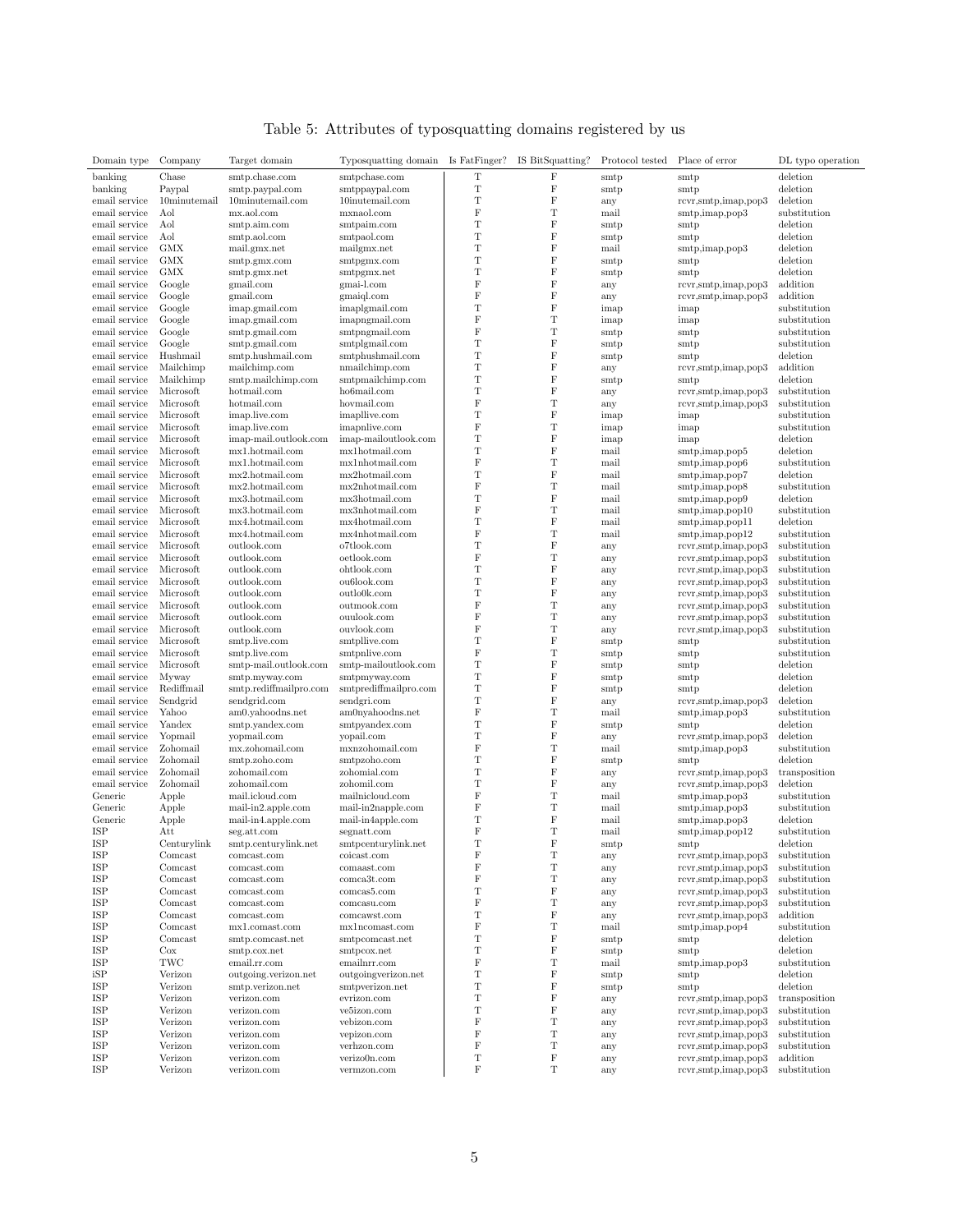Table 5: Attributes of typosquatting domains registered by us

| Domain type | Company | Target domain | Typosquatting domain | Is FatFinger? | IS BitSquatting? | Protocol tested | Place of error | DL typo operation |
|---|---|---|---|---|---|---|---|---|
| banking | Chase | smtp.chase.com | smtpchase.com | T | F | smtp | smtp | deletion |
| banking | Paypal | smtp.paypal.com | smtppaypal.com | T | F | smtp | smtp | deletion |
| email service | 10minutemail | 10minutemail.com | 10inutemail.com | T | F | any | rcvr,smtp,imap,pop3 | deletion |
| email service | Aol | mx.aol.com | mxnaol.com | F | T | mail | smtp,imap,pop3 | substitution |
| email service | Aol | smtp.aim.com | smtpaim.com | T | F | smtp | smtp | deletion |
| email service | Aol | smtp.aol.com | smtpaol.com | T | F | smtp | smtp | deletion |
| email service | GMX | mail.gmx.net | mailgmx.net | T | F | mail | smtp,imap,pop3 | deletion |
| email service | GMX | smtp.gmx.com | smtpgmx.com | T | F | smtp | smtp | deletion |
| email service | GMX | smtp.gmx.net | smtpgmx.net | T | F | smtp | smtp | deletion |
| email service | Google | gmail.com | gmai-l.com | F | F | any | rcvr,smtp,imap,pop3 | addition |
| email service | Google | gmail.com | gmaiql.com | F | F | any | rcvr,smtp,imap,pop3 | addition |
| email service | Google | imap.gmail.com | imaplgmail.com | T | F | imap | imap | substitution |
| email service | Google | imap.gmail.com | imapngmail.com | F | T | imap | imap | substitution |
| email service | Google | smtp.gmail.com | smtpngmail.com | F | T | smtp | smtp | substitution |
| email service | Google | smtp.gmail.com | smtplgmail.com | T | F | smtp | smtp | substitution |
| email service | Hushmail | smtp.hushmail.com | smtphushmail.com | T | F | smtp | smtp | deletion |
| email service | Mailchimp | mailchimp.com | nmailchimp.com | T | F | any | rcvr,smtp,imap,pop3 | addition |
| email service | Mailchimp | smtp.mailchimp.com | smtpmailchimp.com | T | F | smtp | smtp | deletion |
| email service | Microsoft | hotmail.com | ho6mail.com | T | F | any | rcvr,smtp,imap,pop3 | substitution |
| email service | Microsoft | hotmail.com | hovmail.com | F | T | any | rcvr,smtp,imap,pop3 | substitution |
| email service | Microsoft | imap.live.com | imapllive.com | T | F | imap | imap | substitution |
| email service | Microsoft | imap.live.com | imapnlive.com | F | T | imap | imap | substitution |
| email service | Microsoft | imap-mail.outlook.com | imap-mailoutlook.com | T | F | imap | imap | deletion |
| email service | Microsoft | mx1.hotmail.com | mx1hotmail.com | T | F | mail | smtp,imap,pop5 | deletion |
| email service | Microsoft | mx1.hotmail.com | mx1nhotmail.com | F | T | mail | smtp,imap,pop6 | substitution |
| email service | Microsoft | mx2.hotmail.com | mx2hotmail.com | T | F | mail | smtp,imap,pop7 | deletion |
| email service | Microsoft | mx2.hotmail.com | mx2nhotmail.com | F | T | mail | smtp,imap,pop8 | substitution |
| email service | Microsoft | mx3.hotmail.com | mx3hotmail.com | T | F | mail | smtp,imap,pop9 | deletion |
| email service | Microsoft | mx3.hotmail.com | mx3nhotmail.com | F | T | mail | smtp,imap,pop10 | substitution |
| email service | Microsoft | mx4.hotmail.com | mx4hotmail.com | T | F | mail | smtp,imap,pop11 | deletion |
| email service | Microsoft | mx4.hotmail.com | mx4nhotmail.com | F | T | mail | smtp,imap,pop12 | substitution |
| email service | Microsoft | outlook.com | o7tlook.com | T | F | any | rcvr,smtp,imap,pop3 | substitution |
| email service | Microsoft | outlook.com | oetlook.com | F | T | any | rcvr,smtp,imap,pop3 | substitution |
| email service | Microsoft | outlook.com | ohtlook.com | T | F | any | rcvr,smtp,imap,pop3 | substitution |
| email service | Microsoft | outlook.com | ou6look.com | T | F | any | rcvr,smtp,imap,pop3 | substitution |
| email service | Microsoft | outlook.com | outlo0k.com | T | F | any | rcvr,smtp,imap,pop3 | substitution |
| email service | Microsoft | outlook.com | outmook.com | F | T | any | rcvr,smtp,imap,pop3 | substitution |
| email service | Microsoft | outlook.com | ouulook.com | F | T | any | rcvr,smtp,imap,pop3 | substitution |
| email service | Microsoft | outlook.com | ouvlook.com | F | T | any | rcvr,smtp,imap,pop3 | substitution |
| email service | Microsoft | smtp.live.com | smtpllive.com | T | F | smtp | smtp | substitution |
| email service | Microsoft | smtp.live.com | smtpnlive.com | F | T | smtp | smtp | substitution |
| email service | Microsoft | smtp-mail.outlook.com | smtp-mailoutlook.com | T | F | smtp | smtp | deletion |
| email service | Myway | smtp.myway.com | smtpmyway.com | T | F | smtp | smtp | deletion |
| email service | Rediffmail | smtp.rediffmailpro.com | smtprediffmailpro.com | T | F | smtp | smtp | deletion |
| email service | Sendgrid | sendgrid.com | sendgri.com | T | F | any | rcvr,smtp,imap,pop3 | deletion |
| email service | Yahoo | am0.yahoodns.net | am0nyahoodns.net | F | T | mail | smtp,imap,pop3 | substitution |
| email service | Yandex | smtp.yandex.com | smtpyandex.com | T | F | smtp | smtp | deletion |
| email service | Yopmail | yopmail.com | yopail.com | T | F | any | rcvr,smtp,imap,pop3 | deletion |
| email service | Zohomail | mx.zohomail.com | mxnzohomail.com | F | T | mail | smtp,imap,pop3 | substitution |
| email service | Zohomail | smtp.zoho.com | smtpzoho.com | T | F | smtp | smtp | deletion |
| email service | Zohomail | zohomail.com | zohomial.com | T | F | any | rcvr,smtp,imap,pop3 | transposition |
| email service | Zohomail | zohomail.com | zohomil.com | T | F | any | rcvr,smtp,imap,pop3 | deletion |
| Generic | Apple | mail.icloud.com | mailnicloud.com | F | T | mail | smtp,imap,pop3 | substitution |
| Generic | Apple | mail-in2.apple.com | mail-in2napple.com | F | T | mail | smtp,imap,pop3 | substitution |
| Generic | Apple | mail-in4.apple.com | mail-in4apple.com | T | F | mail | smtp,imap,pop3 | deletion |
| ISP | Att | seg.att.com | segnatt.com | F | T | mail | smtp,imap,pop12 | substitution |
| ISP | Centurylink | smtp.centurylink.net | smtpcenturylink.net | T | F | smtp | smtp | deletion |
| ISP | Comcast | comcast.com | coicast.com | F | T | any | rcvr,smtp,imap,pop3 | substitution |
| ISP | Comcast | comcast.com | comaast.com | F | T | any | rcvr,smtp,imap,pop3 | substitution |
| ISP | Comcast | comcast.com | comca3t.com | F | T | any | rcvr,smtp,imap,pop3 | substitution |
| ISP | Comcast | comcast.com | comcas5.com | T | F | any | rcvr,smtp,imap,pop3 | substitution |
| ISP | Comcast | comcast.com | comcasu.com | F | T | any | rcvr,smtp,imap,pop3 | substitution |
| ISP | Comcast | comcast.com | comcawst.com | T | F | any | rcvr,smtp,imap,pop3 | addition |
| ISP | Comcast | mx1.comast.com | mx1ncomast.com | F | T | mail | smtp,imap,pop4 | substitution |
| ISP | Comcast | smtp.comcast.net | smtpcomcast.net | T | F | smtp | smtp | deletion |
| ISP | Cox | smtp.cox.net | smtpcox.net | T | F | smtp | smtp | deletion |
| ISP | TWC | email.rr.com | emailnrr.com | F | T | mail | smtp,imap,pop3 | substitution |
| iSP | Verizon | outgoing.verizon.net | outgoingverizon.net | T | F | smtp | smtp | deletion |
| ISP | Verizon | smtp.verizon.net | smtpverizon.net | T | F | smtp | smtp | deletion |
| ISP | Verizon | verizon.com | evrizon.com | T | F | any | rcvr,smtp,imap,pop3 | transposition |
| ISP | Verizon | verizon.com | ve5izon.com | T | F | any | rcvr,smtp,imap,pop3 | substitution |
| ISP | Verizon | verizon.com | vebizon.com | F | T | any | rcvr,smtp,imap,pop3 | substitution |
| ISP | Verizon | verizon.com | vepizon.com | F | T | any | rcvr,smtp,imap,pop3 | substitution |
| ISP | Verizon | verizon.com | verhzon.com | F | T | any | rcvr,smtp,imap,pop3 | substitution |
| ISP | Verizon | verizon.com | verizo0n.com | T | F | any | rcvr,smtp,imap,pop3 | addition |
| ISP | Verizon | verizon.com | vermzon.com | F | T | any | rcvr,smtp,imap,pop3 | substitution |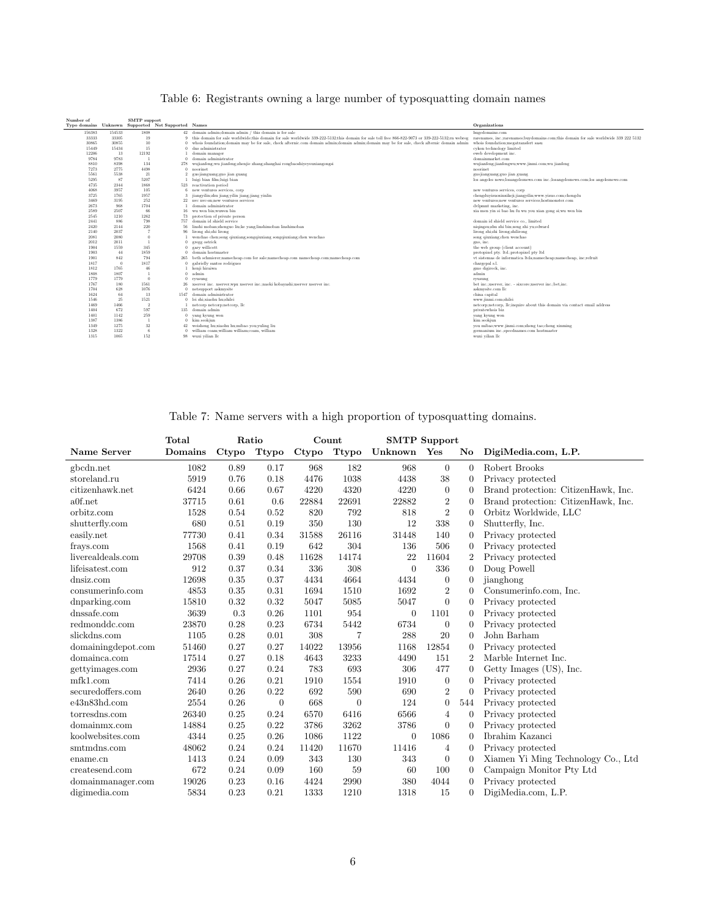Table 6: Registrants owning a large number of typosquatting domain names

| Number of Typo domains | Unknown | SMTP support Supported | Not Supported | Names | Organizations |
|---|---|---|---|---|---|
| 156383 | 154533 | 1808 | 42 | domain admin;domain admin / this domain is for sale | hugedomains.com |
| 33333 | 33305 | 19 | 9 | this domain for sale worldwide;this domain for sale worldwide 339-222-5132;this domain for sale toll free 866-822-9073 or 339-222-5132;ru webreg | rarenames, inc.;rarenames;buydomains.com;this domain for sale worldwide 339 222 5132 |
| 30865 | 30855 | 10 | 0 | whois foundation;domain may be for sale, check afternic.com domain admin;domain admin;domain may be for sale, check afternic domain admin | whois foundation;megatransfert sasu |
| 15449 | 15434 | 15 | 0 | dns administrator | cykon technology limited |
| 12206 | 13 | 12192 | 1 | domain manager | eweb development inc. |
| 9784 | 9783 | 1 | 0 | domain administrator | domainmarket.com |
| 8810 | 8398 | 134 | 278 | wujianfeng;wu jianfeng;zhenjie zhang;shanghai rongbaoshiyeyouxiangongsi | wujianfeng;jianfengwu;www.jinmi.com;wu jianfeng |
| 7273 | 2775 | 4498 | 0 | noorinet | noorinet |
| 5561 | 5538 | 21 | 2 | guojianguang;guo jian guang | guojianguang;guo jian guang |
| 5295 | 87 | 5207 | 1 | luigi bian film;luigi bian | los angeles news;losangelesnews.com inc.;losangelesnews.com;los angelesnews.com |
| 4735 | 2344 | 1868 | 523 | reactivation period | |
| 4068 | 3957 | 105 | 6 | new ventures services, corp | new ventures services, corp |
| 3725 | 1765 | 1957 | 3 | jiangyilin;zhu jiang;yilin jiang;jiang yinlin | chengduyisouxinxikeji;jiangyilin;www.yisuo.com;chengdu |
| 3469 | 3195 | 252 | 22 | nvc nvc-sn;new ventures services | new ventures;new ventures services;hostmonster.com |
| 2673 | 968 | 1704 | 1 | domain administrator | dvlpmnt marketing, inc. |
| 2589 | 2507 | 66 | 16 | wu wen bin;wuwen bin | xia men yin si bao hu fu wu you xian gong si;wu wen bin |
| 2545 | 1210 | 1262 | 73 | protection of private person | |
| 2441 | 886 | 798 | 757 | domain id shield service | domain id shield service co., limited |
| 2420 | 2144 | 220 | 56 | linshi moban;zhenguo liu;ke yang;linshimoban linshimoban | niqingxu;zhu zhi bin;zeng zhi yu;edward |
| 2140 | 2037 | 7 | 96 | lirong shi;shi lirong | lirong shi;shi lirong;shilirong |
| 2081 | 2080 | 0 | 1 | wenchao chen;song qiuxiang;songqiuxiang songqiuxiang;chen wenchao | song qiuxiang;chen wenchao |
| 2012 | 2011 | 1 | 0 | gregg ostrick | gno, inc. |
| 1904 | 1559 | 345 | 0 | gary willicott | the web group (client account) |
| 1903 | 44 | 1859 | 0 | domain hostmaster | protopixel pty. ltd.;protopixel pty ltd |
| 1901 | 842 | 794 | 265 | beth schmierer;namecheap.com for sale;namecheap.com namecheap.com;namecheap.com | vt sistemas de informatica ltda;namecheap;namecheap, inc;refruit |
| 1817 | 0 | 1817 | 0 | gabrielly santos rodrigues | chargepal s.l. |
| 1812 | 1765 | 46 | 1 | kenji hirasawa | gmo digirock, inc. |
| 1808 | 1807 | 1 | 0 | admin | admin |
| 1779 | 1779 | 0 | 0 | ryuseung | ryuseung |
| 1767 | 180 | 1561 | 26 | xserver inc.;xserver;wpx xserver inc.;naoki kobayashi;xserver xserver inc. | bet inc.;xserver, inc. - sixcore;xserver inc.;bet,inc. |
| 1704 | 628 | 1076 | 0 | netsupport askmysite | askmysite.com llc |
| 1624 | 64 | 13 | 1547 | domain administrator | china capital |
| 1546 | 25 | 1521 | 0 | lei shi;xiaolin hu;shilei | www.jinmi.com;shilei |
| 1469 | 1466 | 2 | 1 | netcorp netcorp, llc | netcorp;netcorp, llc;inquire about this domain via contact email address |
| 1404 | 672 | 597 | 135 | domain admin | privatewhois biz |
| 1401 | 1142 | 259 | 0 | yang kyung won | yang kyung won |
| 1387 | 1386 | 1 | 0 | kim seokjun | kim seokjun |
| 1349 | 1275 | 32 | 42 | weisheng liu;xiaohu liu;mibao you;yuling liu | you mibao;www.jinmi.com;zheng tao;cheng xinming |
| 1328 | 1322 | 6 | 0 | william coam;william william.coam, william | germanium inc.;speednames.com hostmaster |
| 1315 | 1065 | 152 | 98 | wuxi yilian llc | wuxi yilian llc |

Table 7: Name servers with a high proportion of typosquatting domains.

| Name Server | Total Domains | Ratio Ctypo | Ratio Ttypo | Count Ctypo | Count Ttypo | SMTP Support Unknown | SMTP Support Yes | SMTP Support No | DigiMedia.com, L.P. |
|---|---|---|---|---|---|---|---|---|---|
| gbcdn.net | 1082 | 0.89 | 0.17 | 968 | 182 | 968 | 0 | 0 | Robert Brooks |
| storeland.ru | 5919 | 0.76 | 0.18 | 4476 | 1038 | 4438 | 38 | 0 | Privacy protected |
| citizenhawk.net | 6424 | 0.66 | 0.67 | 4220 | 4320 | 4220 | 0 | 0 | Brand protection: CitizenHawk, Inc. |
| a0f.net | 37715 | 0.61 | 0.6 | 22884 | 22691 | 22882 | 2 | 0 | Brand protection: CitizenHawk, Inc. |
| orbitz.com | 1528 | 0.54 | 0.52 | 820 | 792 | 818 | 2 | 0 | Orbitz Worldwide, LLC |
| shutterfly.com | 680 | 0.51 | 0.19 | 350 | 130 | 12 | 338 | 0 | Shutterfly, Inc. |
| easily.net | 77730 | 0.41 | 0.34 | 31588 | 26116 | 31448 | 140 | 0 | Privacy protected |
| frays.com | 1568 | 0.41 | 0.19 | 642 | 304 | 136 | 506 | 0 | Privacy protected |
| liverealdeals.com | 29708 | 0.39 | 0.48 | 11628 | 14174 | 22 | 11604 | 2 | Privacy protected |
| lifeisatest.com | 912 | 0.37 | 0.34 | 336 | 308 | 0 | 336 | 0 | Doug Powell |
| dnsiz.com | 12698 | 0.35 | 0.37 | 4434 | 4664 | 4434 | 0 | 0 | jianghong |
| consumerinfo.com | 4853 | 0.35 | 0.31 | 1694 | 1510 | 1692 | 2 | 0 | Consumerinfo.com, Inc. |
| dnparking.com | 15810 | 0.32 | 0.32 | 5047 | 5085 | 5047 | 0 | 0 | Privacy protected |
| dnssafe.com | 3639 | 0.3 | 0.26 | 1101 | 954 | 0 | 1101 | 0 | Privacy protected |
| redmonddc.com | 23870 | 0.28 | 0.23 | 6734 | 5442 | 6734 | 0 | 0 | Privacy protected |
| slickdns.com | 1105 | 0.28 | 0.01 | 308 | 7 | 288 | 20 | 0 | John Barham |
| domainingdepot.com | 51460 | 0.27 | 0.27 | 14022 | 13956 | 1168 | 12854 | 0 | Privacy protected |
| domainca.com | 17514 | 0.27 | 0.18 | 4643 | 3233 | 4490 | 151 | 2 | Marble Internet Inc. |
| gettyimages.com | 2936 | 0.27 | 0.24 | 783 | 693 | 306 | 477 | 0 | Getty Images (US), Inc. |
| mfk1.com | 7414 | 0.26 | 0.21 | 1910 | 1554 | 1910 | 0 | 0 | Privacy protected |
| securedoffers.com | 2640 | 0.26 | 0.22 | 692 | 590 | 690 | 2 | 0 | Privacy protected |
| e43n83hd.com | 2554 | 0.26 | 0 | 668 | 0 | 124 | 0 | 544 | Privacy protected |
| torresdns.com | 26340 | 0.25 | 0.24 | 6570 | 6416 | 6566 | 4 | 0 | Privacy protected |
| domainmx.com | 14884 | 0.25 | 0.22 | 3786 | 3262 | 3786 | 0 | 0 | Privacy protected |
| koolwebsites.com | 4344 | 0.25 | 0.26 | 1086 | 1122 | 0 | 1086 | 0 | Ibrahim Kazanci |
| smtmdns.com | 48062 | 0.24 | 0.24 | 11420 | 11670 | 11416 | 4 | 0 | Privacy protected |
| ename.cn | 1413 | 0.24 | 0.09 | 343 | 130 | 343 | 0 | 0 | Xiamen Yi Ming Technology Co., Ltd |
| createsend.com | 672 | 0.24 | 0.09 | 160 | 59 | 60 | 100 | 0 | Campaign Monitor Pty Ltd |
| domainmanager.com | 19026 | 0.23 | 0.16 | 4424 | 2990 | 380 | 4044 | 0 | Privacy protected |
| digimedia.com | 5834 | 0.23 | 0.21 | 1333 | 1210 | 1318 | 15 | 0 | DigiMedia.com, L.P. |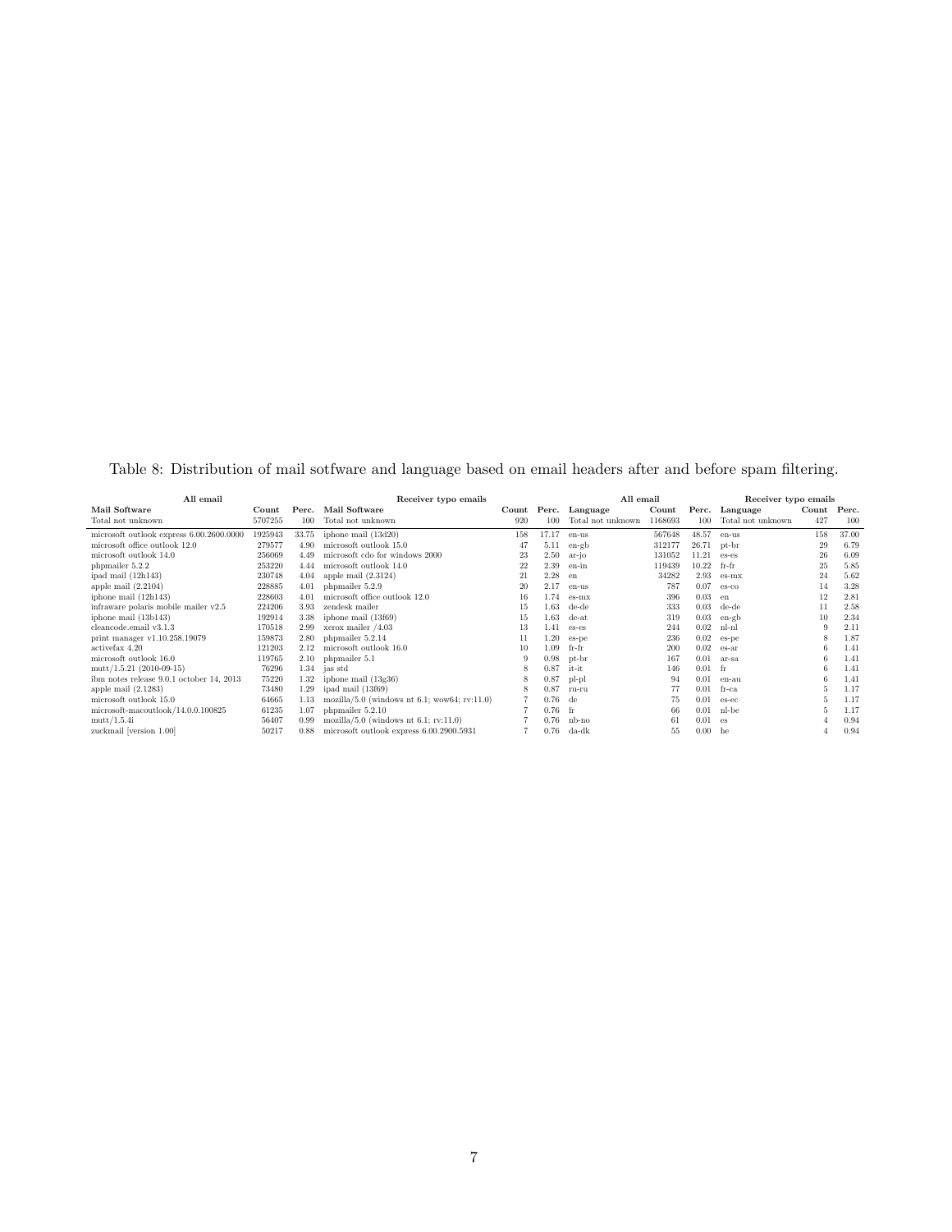Table 8: Distribution of mail sotfware and language based on email headers after and before spam filtering.

| All email | | | Receiver typo emails | | | All email | | | Receiver typo emails | | |
|---|---|---|---|---|---|---|---|---|---|---|---|
| **Mail Software** | **Count** | **Perc.** | **Mail Software** | **Count** | **Perc.** | **Language** | **Count** | **Perc.** | **Language** | **Count** | **Perc.** |
| Total not unknown | 5707255 | 100 | Total not unknown | 920 | 100 | Total not unknown | 1168693 | 100 | Total not unknown | 427 | 100 |
| microsoft outlook express 6.00.2600.0000 | 1925943 | 33.75 | iphone mail (13d20) | 158 | 17.17 | en-us | 567648 | 48.57 | en-us | 158 | 37.00 |
| microsoft office outlook 12.0 | 279577 | 4.90 | microsoft outlook 15.0 | 47 | 5.11 | en-gb | 312177 | 26.71 | pt-br | 29 | 6.79 |
| microsoft outlook 14.0 | 256069 | 4.49 | microsoft cdo for windows 2000 | 23 | 2.50 | ar-jo | 131052 | 11.21 | es-es | 26 | 6.09 |
| phpmailer 5.2.2 | 253220 | 4.44 | microsoft outlook 14.0 | 22 | 2.39 | en-in | 119439 | 10.22 | fr-fr | 25 | 5.85 |
| ipad mail (12h143) | 230748 | 4.04 | apple mail (2.3124) | 21 | 2.28 | en | 34282 | 2.93 | es-mx | 24 | 5.62 |
| apple mail (2.2104) | 228885 | 4.01 | phpmailer 5.2.9 | 20 | 2.17 | en-us | 787 | 0.07 | es-co | 14 | 3.28 |
| iphone mail (12h143) | 228603 | 4.01 | microsoft office outlook 12.0 | 16 | 1.74 | es-mx | 396 | 0.03 | en | 12 | 2.81 |
| infraware polaris mobile mailer v2.5 | 224206 | 3.93 | zendesk mailer | 15 | 1.63 | de-de | 333 | 0.03 | de-de | 11 | 2.58 |
| iphone mail (13b143) | 192914 | 3.38 | iphone mail (13f69) | 15 | 1.63 | de-at | 319 | 0.03 | en-gb | 10 | 2.34 |
| cleancode.email v3.1.3 | 170518 | 2.99 | xerox mailer /4.03 | 13 | 1.41 | es-es | 244 | 0.02 | nl-nl | 9 | 2.11 |
| print manager v1.10.258.19079 | 159873 | 2.80 | phpmailer 5.2.14 | 11 | 1.20 | es-pe | 236 | 0.02 | es-pe | 8 | 1.87 |
| activefax 4.20 | 121203 | 2.12 | microsoft outlook 16.0 | 10 | 1.09 | fr-fr | 200 | 0.02 | es-ar | 6 | 1.41 |
| microsoft outlook 16.0 | 119765 | 2.10 | phpmailer 5.1 | 9 | 0.98 | pt-br | 167 | 0.01 | ar-sa | 6 | 1.41 |
| mutt/1.5.21 (2010-09-15) | 76296 | 1.34 | jas std | 8 | 0.87 | it-it | 146 | 0.01 | fr | 6 | 1.41 |
| ibm notes release 9.0.1 october 14, 2013 | 75220 | 1.32 | iphone mail (13g36) | 8 | 0.87 | pl-pl | 94 | 0.01 | en-au | 6 | 1.41 |
| apple mail (2.1283) | 73480 | 1.29 | ipad mail (13f69) | 8 | 0.87 | ru-ru | 77 | 0.01 | fr-ca | 5 | 1.17 |
| microsoft outlook 15.0 | 64665 | 1.13 | mozilla/5.0 (windows nt 6.1; wow64; rv:11.0) | 7 | 0.76 | de | 75 | 0.01 | es-ec | 5 | 1.17 |
| microsoft-macoutlook/14.0.0.100825 | 61235 | 1.07 | phpmailer 5.2.10 | 7 | 0.76 | fr | 66 | 0.01 | nl-be | 5 | 1.17 |
| mutt/1.5.4i | 56407 | 0.99 | mozilla/5.0 (windows nt 6.1; rv:11.0) | 7 | 0.76 | nb-no | 61 | 0.01 | es | 4 | 0.94 |
| zuckmail [version 1.00] | 50217 | 0.88 | microsoft outlook express 6.00.2900.5931 | 7 | 0.76 | da-dk | 55 | 0.00 | he | 4 | 0.94 |